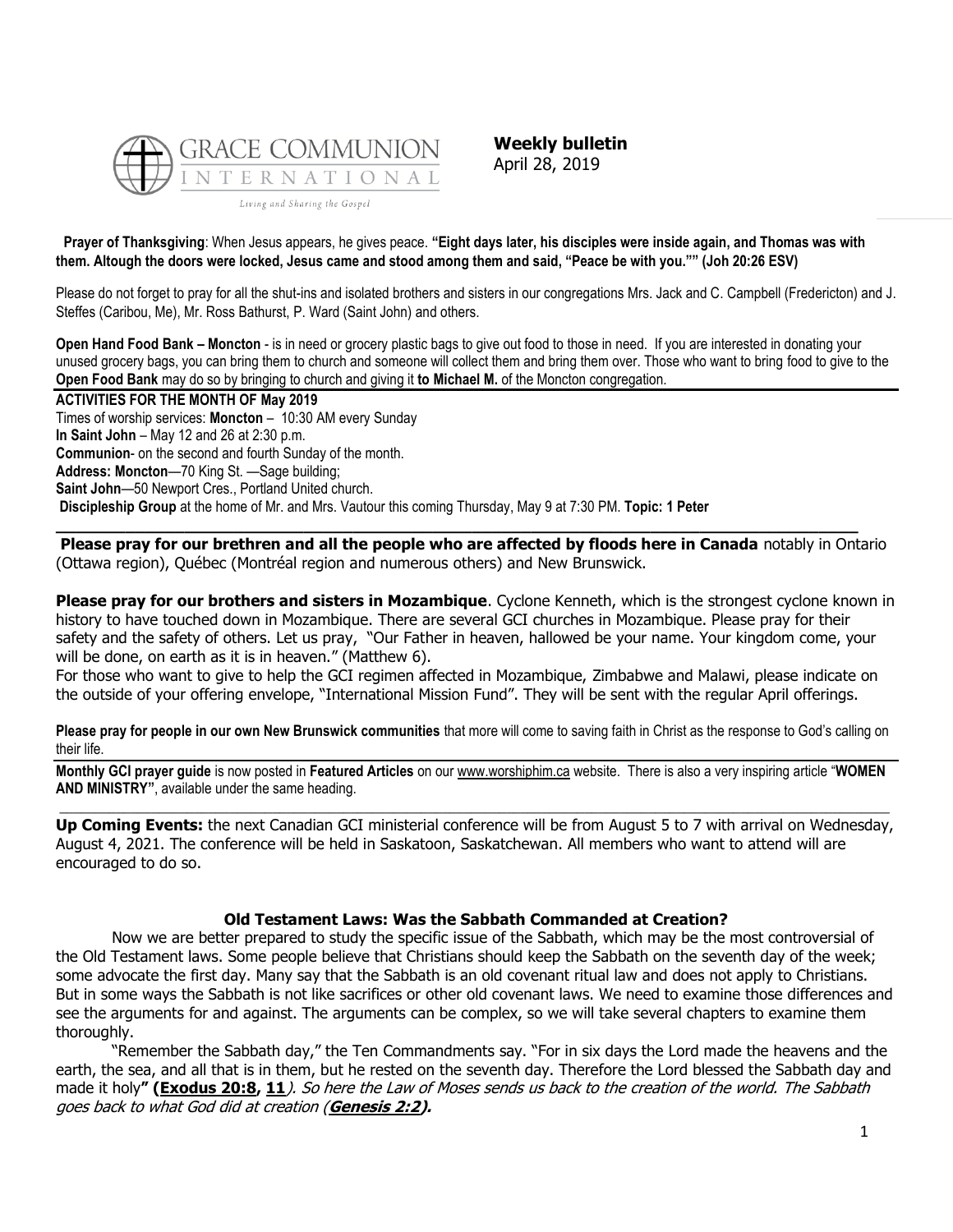GRACE COMMUNION INTERNATIONAL

Living and Sharing the Gospel

**Weekly bulletin**
April 28, 2019

**Prayer of Thanksgiving**: When Jesus appears, he gives peace. **"Eight days later, his disciples were inside again, and Thomas was with them. Altough the doors were locked, Jesus came and stood among them and said, "Peace be with you."" (Joh 20:26 ESV)**

Please do not forget to pray for all the shut-ins and isolated brothers and sisters in our congregations Mrs. Jack and C. Campbell (Fredericton) and J. Steffes (Caribou, Me), Mr. Ross Bathurst, P. Ward (Saint John) and others.

**Open Hand Food Bank – Moncton** - is in need or grocery plastic bags to give out food to those in need. If you are interested in donating your unused grocery bags, you can bring them to church and someone will collect them and bring them over. Those who want to bring food to give to the **Open Food Bank** may do so by bringing to church and giving it **to Michael M.** of the Moncton congregation.

**ACTIVITIES FOR THE MONTH OF May 2019**
Times of worship services: **Moncton** – 10:30 AM every Sunday
**In Saint John** – May 12 and 26 at 2:30 p.m.
**Communion**- on the second and fourth Sunday of the month.
**Address: Moncton**—70 King St. —Sage building;
**Saint John**—50 Newport Cres., Portland United church.
**Discipleship Group** at the home of Mr. and Mrs. Vautour this coming Thursday, May 9 at 7:30 PM. **Topic: 1 Peter**

**Please pray for our brethren and all the people who are affected by floods here in Canada** notably in Ontario (Ottawa region), Québec (Montréal region and numerous others) and New Brunswick.

**Please pray for our brothers and sisters in Mozambique**. Cyclone Kenneth, which is the strongest cyclone known in history to have touched down in Mozambique. There are several GCI churches in Mozambique. Please pray for their safety and the safety of others. Let us pray, "Our Father in heaven, hallowed be your name. Your kingdom come, your will be done, on earth as it is in heaven." (Matthew 6).
For those who want to give to help the GCI regimen affected in Mozambique, Zimbabwe and Malawi, please indicate on the outside of your offering envelope, "International Mission Fund". They will be sent with the regular April offerings.

**Please pray for people in our own New Brunswick communities** that more will come to saving faith in Christ as the response to God's calling on their life.

**Monthly GCI prayer guide** is now posted in **Featured Articles** on our www.worshiphim.ca website. There is also a very inspiring article "**WOMEN AND MINISTRY**", available under the same heading.

**Up Coming Events:** the next Canadian GCI ministerial conference will be from August 5 to 7 with arrival on Wednesday, August 4, 2021. The conference will be held in Saskatoon, Saskatchewan. All members who want to attend will are encouraged to do so.

## Old Testament Laws: Was the Sabbath Commanded at Creation?

Now we are better prepared to study the specific issue of the Sabbath, which may be the most controversial of the Old Testament laws. Some people believe that Christians should keep the Sabbath on the seventh day of the week; some advocate the first day. Many say that the Sabbath is an old covenant ritual law and does not apply to Christians. But in some ways the Sabbath is not like sacrifices or other old covenant laws. We need to examine those differences and see the arguments for and against. The arguments can be complex, so we will take several chapters to examine them thoroughly.

"Remember the Sabbath day," the Ten Commandments say. "For in six days the Lord made the heavens and the earth, the sea, and all that is in them, but he rested on the seventh day. Therefore the Lord blessed the Sabbath day and made it holy**" (Exodus 20:8, 11**). *So here the Law of Moses sends us back to the creation of the world. The Sabbath goes back to what God did at creation (**Genesis 2:2**).*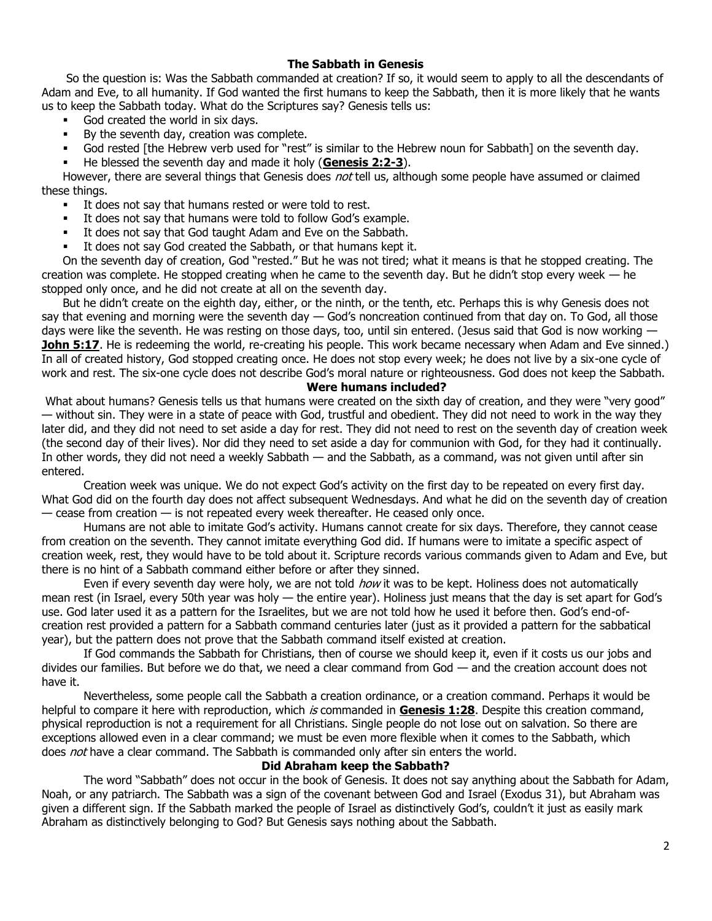## The Sabbath in Genesis

So the question is: Was the Sabbath commanded at creation? If so, it would seem to apply to all the descendants of Adam and Eve, to all humanity. If God wanted the first humans to keep the Sabbath, then it is more likely that he wants us to keep the Sabbath today. What do the Scriptures say? Genesis tells us:

- God created the world in six days.
- By the seventh day, creation was complete.
- God rested [the Hebrew verb used for "rest" is similar to the Hebrew noun for Sabbath] on the seventh day.
- He blessed the seventh day and made it holy (**Genesis 2:2-3**).

However, there are several things that Genesis does *not* tell us, although some people have assumed or claimed these things.

- It does not say that humans rested or were told to rest.
- It does not say that humans were told to follow God's example.
- It does not say that God taught Adam and Eve on the Sabbath.
- It does not say God created the Sabbath, or that humans kept it.

On the seventh day of creation, God "rested." But he was not tired; what it means is that he stopped creating. The creation was complete. He stopped creating when he came to the seventh day. But he didn't stop every week — he stopped only once, and he did not create at all on the seventh day.

But he didn't create on the eighth day, either, or the ninth, or the tenth, etc. Perhaps this is why Genesis does not say that evening and morning were the seventh day — God's noncreation continued from that day on. To God, all those days were like the seventh. He was resting on those days, too, until sin entered. (Jesus said that God is now working — **John 5:17**. He is redeeming the world, re-creating his people. This work became necessary when Adam and Eve sinned.) In all of created history, God stopped creating once. He does not stop every week; he does not live by a six-one cycle of work and rest. The six-one cycle does not describe God's moral nature or righteousness. God does not keep the Sabbath.

## Were humans included?

What about humans? Genesis tells us that humans were created on the sixth day of creation, and they were "very good" — without sin. They were in a state of peace with God, trustful and obedient. They did not need to work in the way they later did, and they did not need to set aside a day for rest. They did not need to rest on the seventh day of creation week (the second day of their lives). Nor did they need to set aside a day for communion with God, for they had it continually. In other words, they did not need a weekly Sabbath — and the Sabbath, as a command, was not given until after sin entered.

Creation week was unique. We do not expect God's activity on the first day to be repeated on every first day. What God did on the fourth day does not affect subsequent Wednesdays. And what he did on the seventh day of creation — cease from creation — is not repeated every week thereafter. He ceased only once.

Humans are not able to imitate God's activity. Humans cannot create for six days. Therefore, they cannot cease from creation on the seventh. They cannot imitate everything God did. If humans were to imitate a specific aspect of creation week, rest, they would have to be told about it. Scripture records various commands given to Adam and Eve, but there is no hint of a Sabbath command either before or after they sinned.

Even if every seventh day were holy, we are not told *how* it was to be kept. Holiness does not automatically mean rest (in Israel, every 50th year was holy — the entire year). Holiness just means that the day is set apart for God's use. God later used it as a pattern for the Israelites, but we are not told how he used it before then. God's end-of-creation rest provided a pattern for a Sabbath command centuries later (just as it provided a pattern for the sabbatical year), but the pattern does not prove that the Sabbath command itself existed at creation.

If God commands the Sabbath for Christians, then of course we should keep it, even if it costs us our jobs and divides our families. But before we do that, we need a clear command from God — and the creation account does not have it.

Nevertheless, some people call the Sabbath a creation ordinance, or a creation command. Perhaps it would be helpful to compare it here with reproduction, which *is* commanded in **Genesis 1:28**. Despite this creation command, physical reproduction is not a requirement for all Christians. Single people do not lose out on salvation. So there are exceptions allowed even in a clear command; we must be even more flexible when it comes to the Sabbath, which does *not* have a clear command. The Sabbath is commanded only after sin enters the world.

## Did Abraham keep the Sabbath?

The word "Sabbath" does not occur in the book of Genesis. It does not say anything about the Sabbath for Adam, Noah, or any patriarch. The Sabbath was a sign of the covenant between God and Israel (Exodus 31), but Abraham was given a different sign. If the Sabbath marked the people of Israel as distinctively God's, couldn't it just as easily mark Abraham as distinctively belonging to God? But Genesis says nothing about the Sabbath.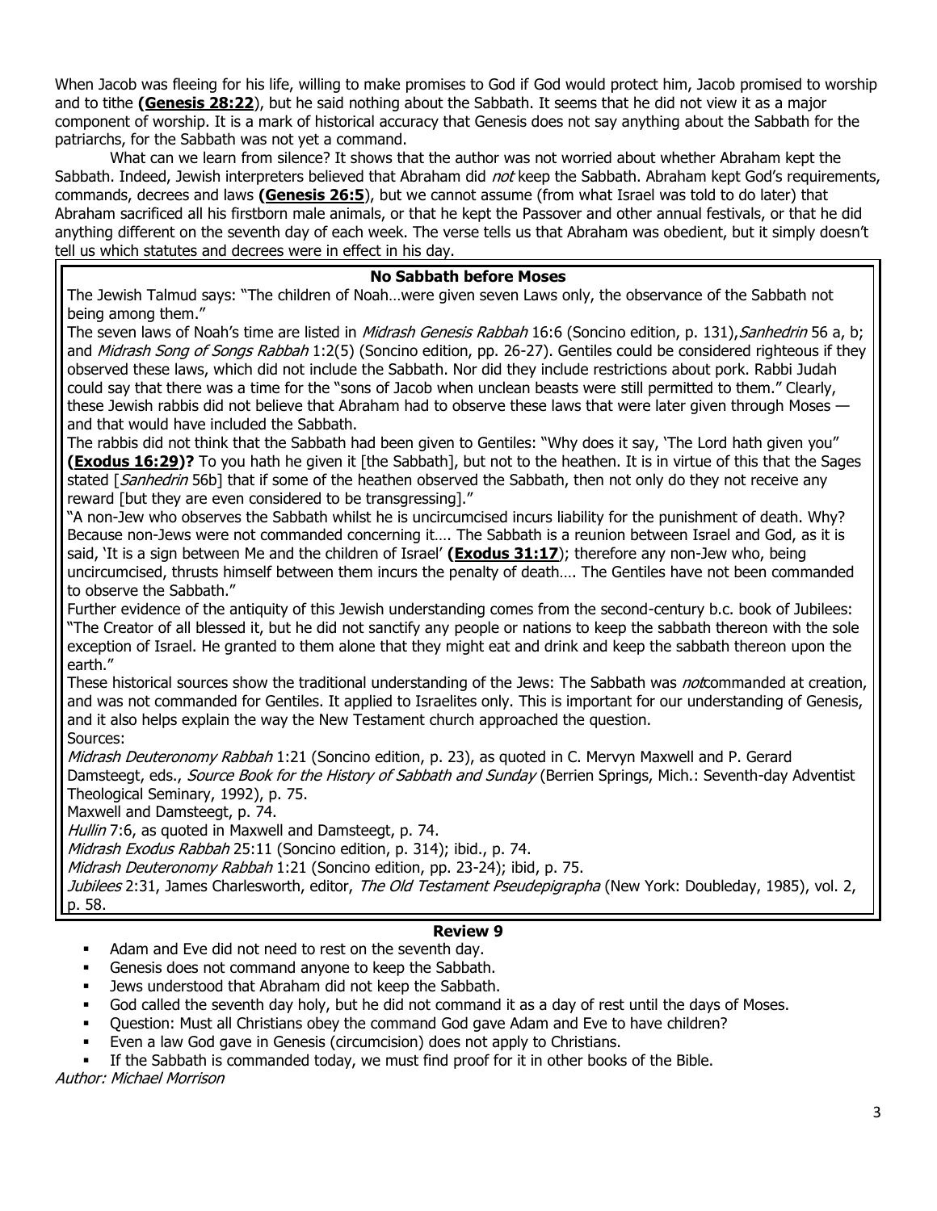When Jacob was fleeing for his life, willing to make promises to God if God would protect him, Jacob promised to worship and to tithe **(Genesis 28:22)**, but he said nothing about the Sabbath. It seems that he did not view it as a major component of worship. It is a mark of historical accuracy that Genesis does not say anything about the Sabbath for the patriarchs, for the Sabbath was not yet a command.

What can we learn from silence? It shows that the author was not worried about whether Abraham kept the Sabbath. Indeed, Jewish interpreters believed that Abraham did *not* keep the Sabbath. Abraham kept God's requirements, commands, decrees and laws **(Genesis 26:5)**, but we cannot assume (from what Israel was told to do later) that Abraham sacrificed all his firstborn male animals, or that he kept the Passover and other annual festivals, or that he did anything different on the seventh day of each week. The verse tells us that Abraham was obedient, but it simply doesn't tell us which statutes and decrees were in effect in his day.

### No Sabbath before Moses

The Jewish Talmud says: "The children of Noah…were given seven Laws only, the observance of the Sabbath not being among them."

The seven laws of Noah's time are listed in *Midrash Genesis Rabbah* 16:6 (Soncino edition, p. 131), *Sanhedrin* 56 a, b; and *Midrash Song of Songs Rabbah* 1:2(5) (Soncino edition, pp. 26-27). Gentiles could be considered righteous if they observed these laws, which did not include the Sabbath. Nor did they include restrictions about pork. Rabbi Judah could say that there was a time for the "sons of Jacob when unclean beasts were still permitted to them." Clearly, these Jewish rabbis did not believe that Abraham had to observe these laws that were later given through Moses — and that would have included the Sabbath.

The rabbis did not think that the Sabbath had been given to Gentiles: "Why does it say, 'The Lord hath given you" **(Exodus 16:29)?** To you hath he given it [the Sabbath], but not to the heathen. It is in virtue of this that the Sages stated [*Sanhedrin* 56b] that if some of the heathen observed the Sabbath, then not only do they not receive any reward [but they are even considered to be transgressing]."

"A non-Jew who observes the Sabbath whilst he is uncircumcised incurs liability for the punishment of death. Why? Because non-Jews were not commanded concerning it…. The Sabbath is a reunion between Israel and God, as it is said, 'It is a sign between Me and the children of Israel' **(Exodus 31:17)**; therefore any non-Jew who, being uncircumcised, thrusts himself between them incurs the penalty of death…. The Gentiles have not been commanded to observe the Sabbath."

Further evidence of the antiquity of this Jewish understanding comes from the second-century b.c. book of Jubilees: "The Creator of all blessed it, but he did not sanctify any people or nations to keep the sabbath thereon with the sole exception of Israel. He granted to them alone that they might eat and drink and keep the sabbath thereon upon the earth."

These historical sources show the traditional understanding of the Jews: The Sabbath was *not*commanded at creation, and was not commanded for Gentiles. It applied to Israelites only. This is important for our understanding of Genesis, and it also helps explain the way the New Testament church approached the question.

Sources:

*Midrash Deuteronomy Rabbah* 1:21 (Soncino edition, p. 23), as quoted in C. Mervyn Maxwell and P. Gerard Damsteegt, eds., *Source Book for the History of Sabbath and Sunday* (Berrien Springs, Mich.: Seventh-day Adventist Theological Seminary, 1992), p. 75.

Maxwell and Damsteegt, p. 74.

*Hullin* 7:6, as quoted in Maxwell and Damsteegt, p. 74.

*Midrash Exodus Rabbah* 25:11 (Soncino edition, p. 314); ibid., p. 74.

*Midrash Deuteronomy Rabbah* 1:21 (Soncino edition, pp. 23-24); ibid, p. 75.

*Jubilees* 2:31, James Charlesworth, editor, *The Old Testament Pseudepigrapha* (New York: Doubleday, 1985), vol. 2, p. 58.

### Review 9

- Adam and Eve did not need to rest on the seventh day.
- Genesis does not command anyone to keep the Sabbath.
- Jews understood that Abraham did not keep the Sabbath.
- God called the seventh day holy, but he did not command it as a day of rest until the days of Moses.
- Question: Must all Christians obey the command God gave Adam and Eve to have children?
- Even a law God gave in Genesis (circumcision) does not apply to Christians.
- If the Sabbath is commanded today, we must find proof for it in other books of the Bible.

*Author: Michael Morrison*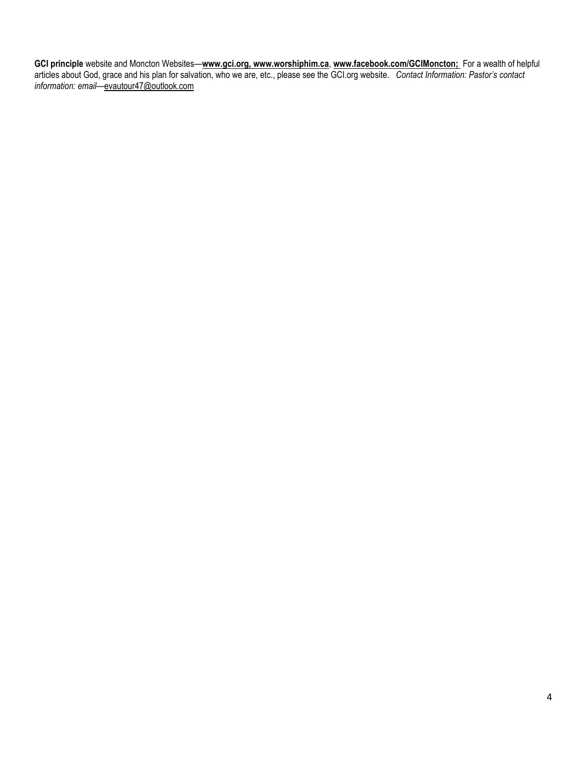**GCI principle** website and Moncton Websites—**www.gci.org, www.worshiphim.ca**, **www.facebook.com/GCIMoncton;** For a wealth of helpful articles about God, grace and his plan for salvation, who we are, etc., please see the GCI.org website. *Contact Information: Pastor's contact information: email—*evautour47@outlook.com